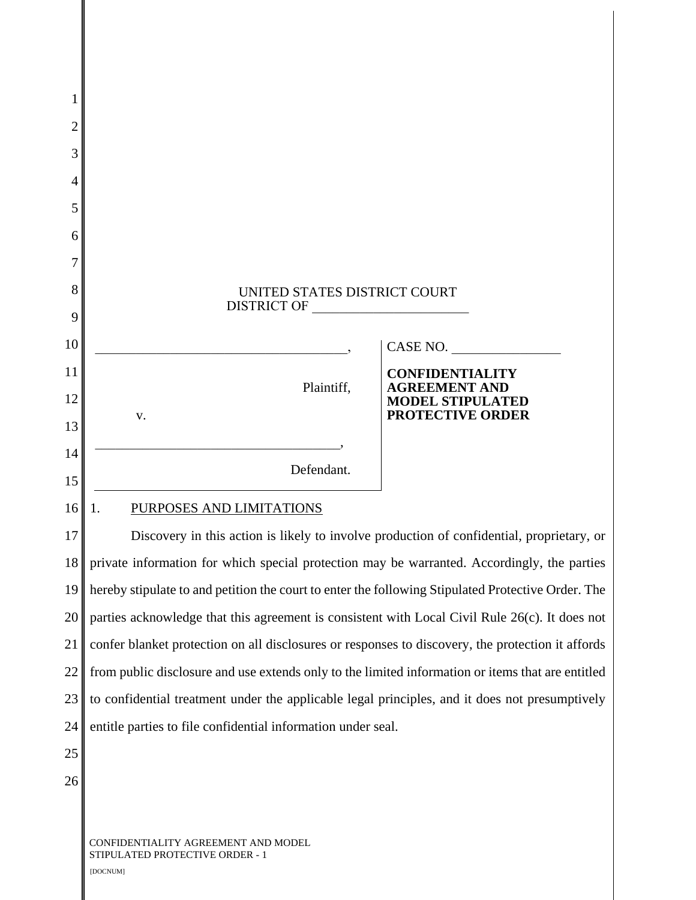UNITED STATES DISTRICT COURT
DISTRICT OF _______________________

| | |
|---|---|
| ____________________________________,<br><br>Plaintiff,<br><br>v.<br><br>__________________________________,<br><br>Defendant. | CASE NO. _______________<br><br>**CONFIDENTIALITY AGREEMENT AND MODEL STIPULATED PROTECTIVE ORDER** |

1. PURPOSES AND LIMITATIONS

Discovery in this action is likely to involve production of confidential, proprietary, or private information for which special protection may be warranted. Accordingly, the parties hereby stipulate to and petition the court to enter the following Stipulated Protective Order. The parties acknowledge that this agreement is consistent with Local Civil Rule 26(c). It does not confer blanket protection on all disclosures or responses to discovery, the protection it affords from public disclosure and use extends only to the limited information or items that are entitled to confidential treatment under the applicable legal principles, and it does not presumptively entitle parties to file confidential information under seal.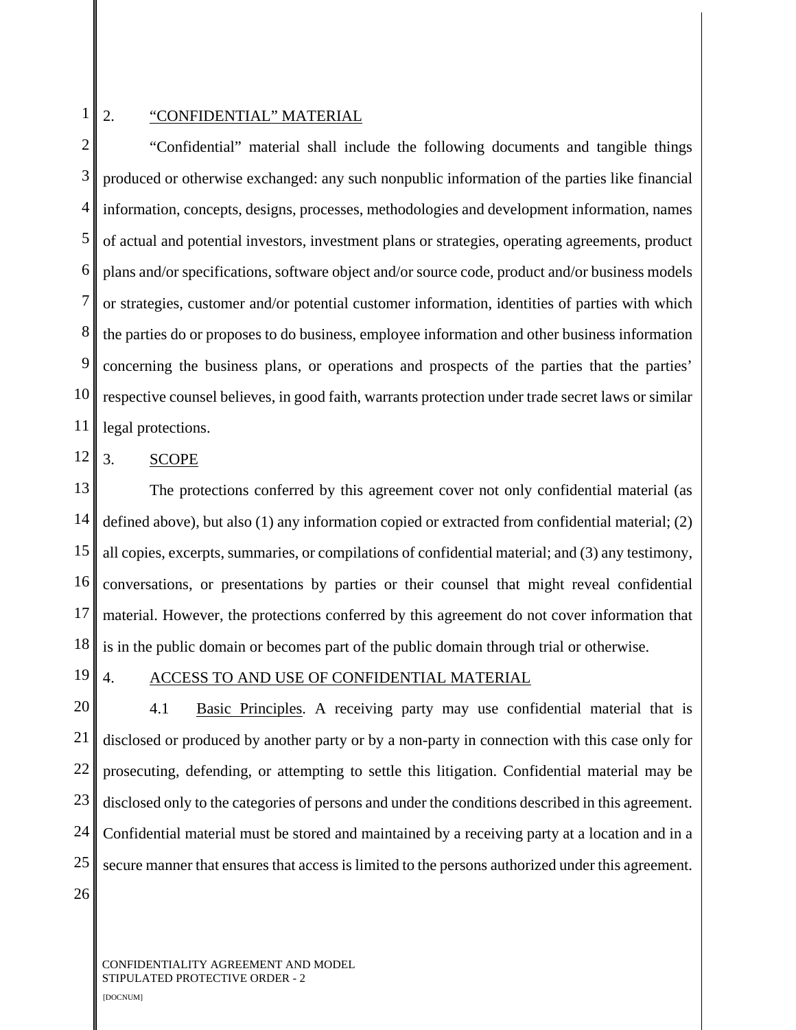## 2. “CONFIDENTIAL” MATERIAL

“Confidential” material shall include the following documents and tangible things produced or otherwise exchanged: any such nonpublic information of the parties like financial information, concepts, designs, processes, methodologies and development information, names of actual and potential investors, investment plans or strategies, operating agreements, product plans and/or specifications, software object and/or source code, product and/or business models or strategies, customer and/or potential customer information, identities of parties with which the parties do or proposes to do business, employee information and other business information concerning the business plans, or operations and prospects of the parties that the parties’ respective counsel believes, in good faith, warrants protection under trade secret laws or similar legal protections.

## 3. SCOPE

The protections conferred by this agreement cover not only confidential material (as defined above), but also (1) any information copied or extracted from confidential material; (2) all copies, excerpts, summaries, or compilations of confidential material; and (3) any testimony, conversations, or presentations by parties or their counsel that might reveal confidential material. However, the protections conferred by this agreement do not cover information that is in the public domain or becomes part of the public domain through trial or otherwise.

## 4. ACCESS TO AND USE OF CONFIDENTIAL MATERIAL

4.1 Basic Principles. A receiving party may use confidential material that is disclosed or produced by another party or by a non-party in connection with this case only for prosecuting, defending, or attempting to settle this litigation. Confidential material may be disclosed only to the categories of persons and under the conditions described in this agreement. Confidential material must be stored and maintained by a receiving party at a location and in a secure manner that ensures that access is limited to the persons authorized under this agreement.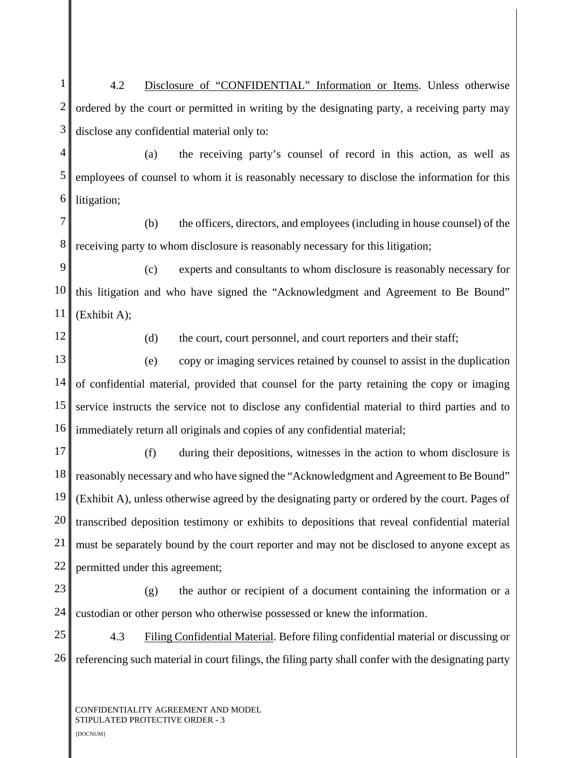4.2 <u>Disclosure of "CONFIDENTIAL" Information or Items</u>. Unless otherwise ordered by the court or permitted in writing by the designating party, a receiving party may disclose any confidential material only to:

(a) the receiving party's counsel of record in this action, as well as employees of counsel to whom it is reasonably necessary to disclose the information for this litigation;

(b) the officers, directors, and employees (including in house counsel) of the receiving party to whom disclosure is reasonably necessary for this litigation;

(c) experts and consultants to whom disclosure is reasonably necessary for this litigation and who have signed the "Acknowledgment and Agreement to Be Bound" (Exhibit A);

(d) the court, court personnel, and court reporters and their staff;

(e) copy or imaging services retained by counsel to assist in the duplication of confidential material, provided that counsel for the party retaining the copy or imaging service instructs the service not to disclose any confidential material to third parties and to immediately return all originals and copies of any confidential material;

(f) during their depositions, witnesses in the action to whom disclosure is reasonably necessary and who have signed the "Acknowledgment and Agreement to Be Bound" (Exhibit A), unless otherwise agreed by the designating party or ordered by the court. Pages of transcribed deposition testimony or exhibits to depositions that reveal confidential material must be separately bound by the court reporter and may not be disclosed to anyone except as permitted under this agreement;

(g) the author or recipient of a document containing the information or a custodian or other person who otherwise possessed or knew the information.

4.3 <u>Filing Confidential Material</u>. Before filing confidential material or discussing or referencing such material in court filings, the filing party shall confer with the designating party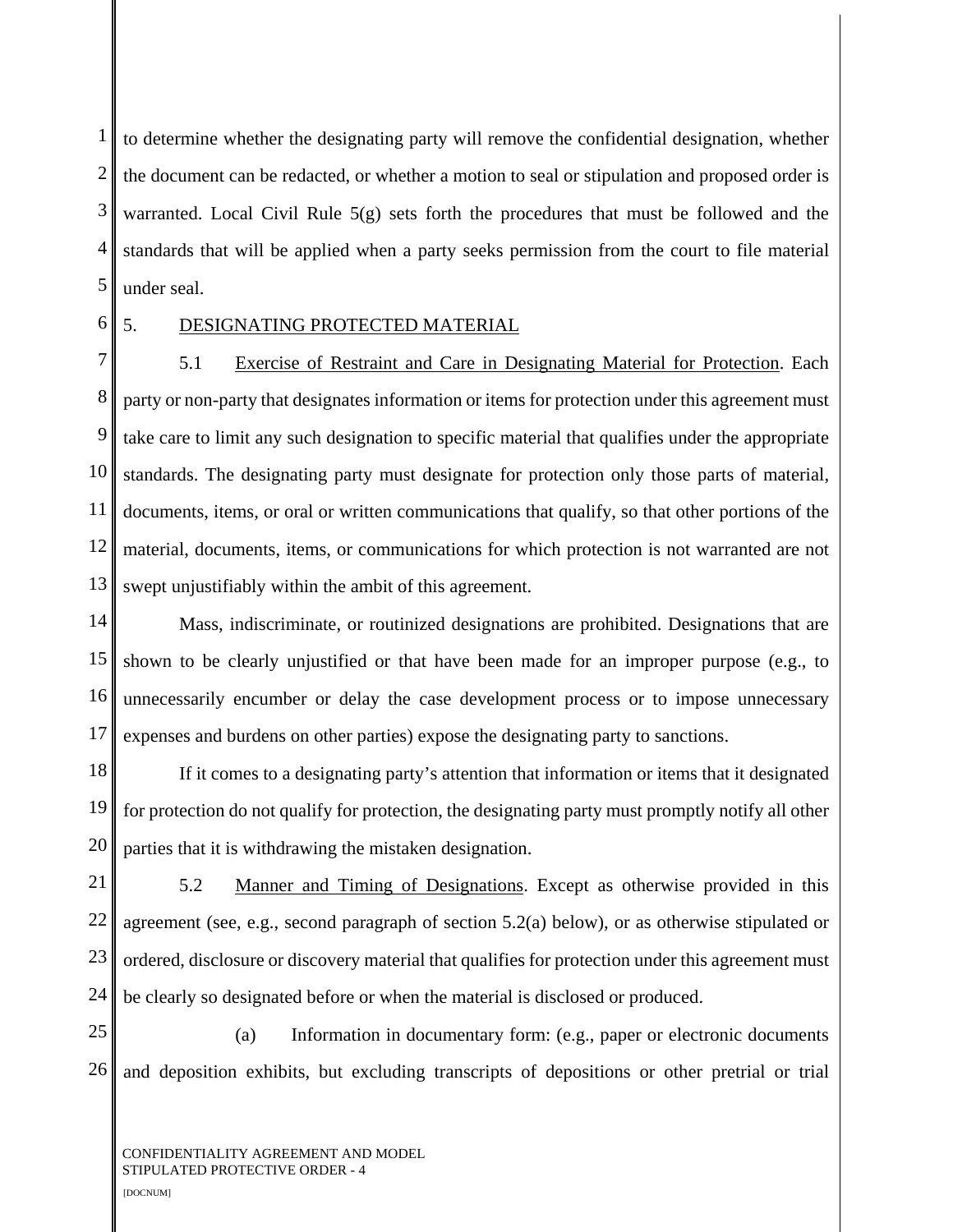to determine whether the designating party will remove the confidential designation, whether the document can be redacted, or whether a motion to seal or stipulation and proposed order is warranted. Local Civil Rule 5(g) sets forth the procedures that must be followed and the standards that will be applied when a party seeks permission from the court to file material under seal.

5. DESIGNATING PROTECTED MATERIAL

5.1 Exercise of Restraint and Care in Designating Material for Protection. Each party or non-party that designates information or items for protection under this agreement must take care to limit any such designation to specific material that qualifies under the appropriate standards. The designating party must designate for protection only those parts of material, documents, items, or oral or written communications that qualify, so that other portions of the material, documents, items, or communications for which protection is not warranted are not swept unjustifiably within the ambit of this agreement.

Mass, indiscriminate, or routinized designations are prohibited. Designations that are shown to be clearly unjustified or that have been made for an improper purpose (e.g., to unnecessarily encumber or delay the case development process or to impose unnecessary expenses and burdens on other parties) expose the designating party to sanctions.

If it comes to a designating party's attention that information or items that it designated for protection do not qualify for protection, the designating party must promptly notify all other parties that it is withdrawing the mistaken designation.

5.2 Manner and Timing of Designations. Except as otherwise provided in this agreement (see, e.g., second paragraph of section 5.2(a) below), or as otherwise stipulated or ordered, disclosure or discovery material that qualifies for protection under this agreement must be clearly so designated before or when the material is disclosed or produced.

(a) Information in documentary form: (e.g., paper or electronic documents and deposition exhibits, but excluding transcripts of depositions or other pretrial or trial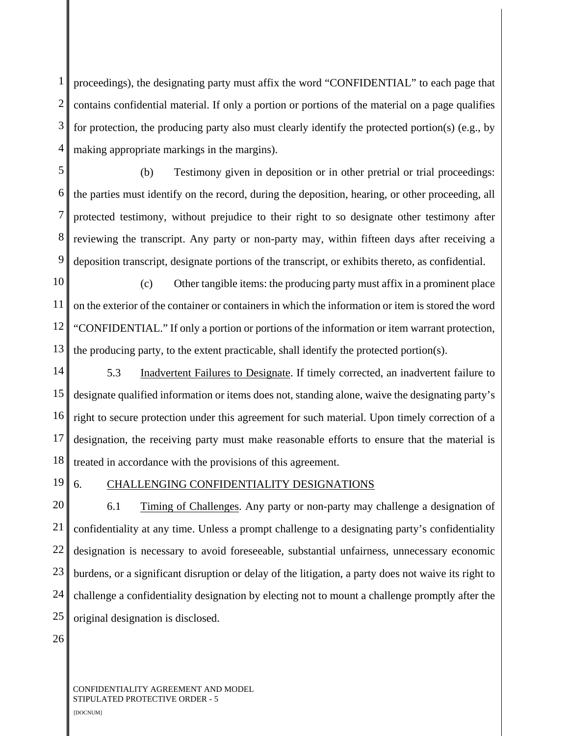proceedings), the designating party must affix the word "CONFIDENTIAL" to each page that contains confidential material. If only a portion or portions of the material on a page qualifies for protection, the producing party also must clearly identify the protected portion(s) (e.g., by making appropriate markings in the margins).

(b) Testimony given in deposition or in other pretrial or trial proceedings: the parties must identify on the record, during the deposition, hearing, or other proceeding, all protected testimony, without prejudice to their right to so designate other testimony after reviewing the transcript. Any party or non-party may, within fifteen days after receiving a deposition transcript, designate portions of the transcript, or exhibits thereto, as confidential.

(c) Other tangible items: the producing party must affix in a prominent place on the exterior of the container or containers in which the information or item is stored the word "CONFIDENTIAL." If only a portion or portions of the information or item warrant protection, the producing party, to the extent practicable, shall identify the protected portion(s).

5.3 Inadvertent Failures to Designate. If timely corrected, an inadvertent failure to designate qualified information or items does not, standing alone, waive the designating party's right to secure protection under this agreement for such material. Upon timely correction of a designation, the receiving party must make reasonable efforts to ensure that the material is treated in accordance with the provisions of this agreement.

## 6. CHALLENGING CONFIDENTIALITY DESIGNATIONS

6.1 Timing of Challenges. Any party or non-party may challenge a designation of confidentiality at any time. Unless a prompt challenge to a designating party's confidentiality designation is necessary to avoid foreseeable, substantial unfairness, unnecessary economic burdens, or a significant disruption or delay of the litigation, a party does not waive its right to challenge a confidentiality designation by electing not to mount a challenge promptly after the original designation is disclosed.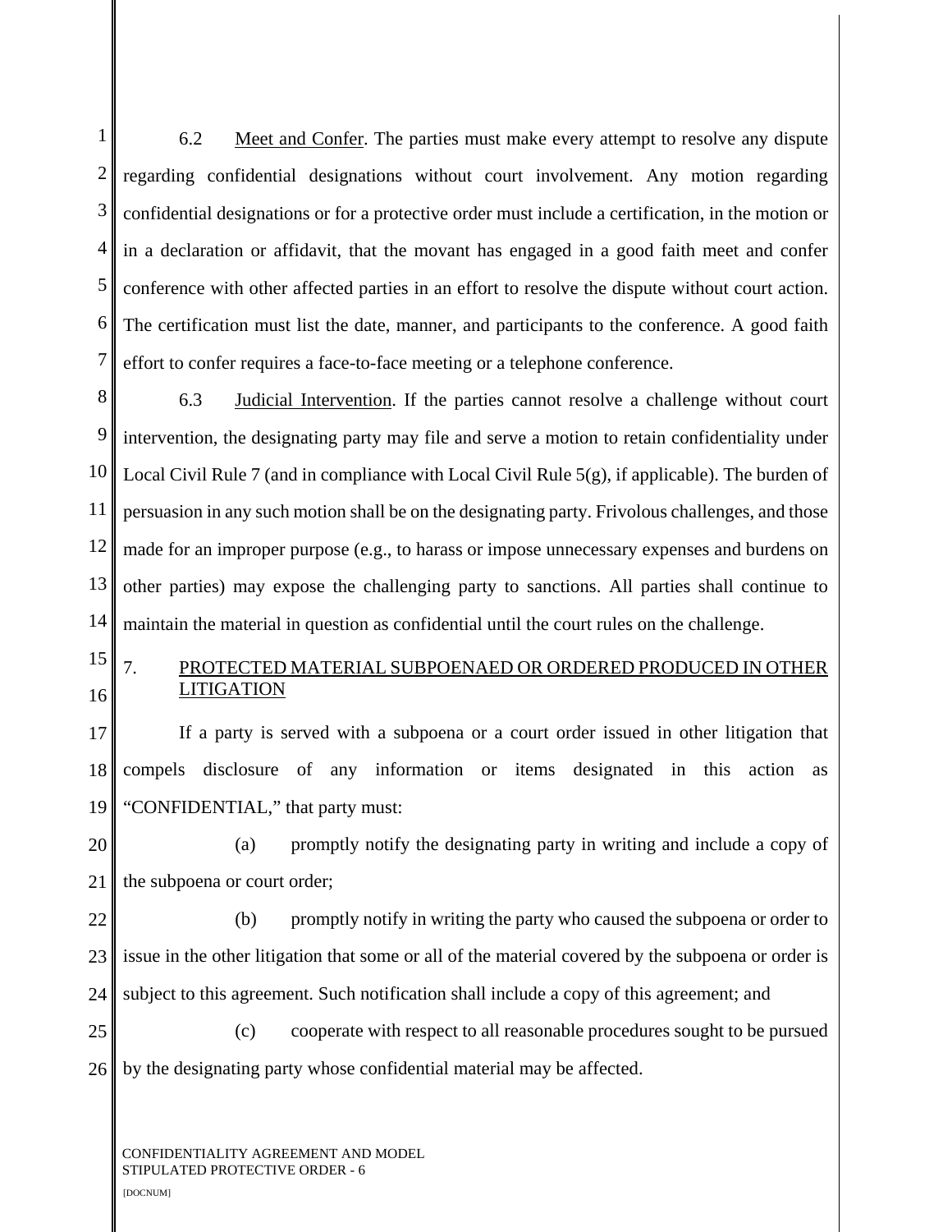6.2 Meet and Confer. The parties must make every attempt to resolve any dispute regarding confidential designations without court involvement. Any motion regarding confidential designations or for a protective order must include a certification, in the motion or in a declaration or affidavit, that the movant has engaged in a good faith meet and confer conference with other affected parties in an effort to resolve the dispute without court action. The certification must list the date, manner, and participants to the conference. A good faith effort to confer requires a face-to-face meeting or a telephone conference.

6.3 Judicial Intervention. If the parties cannot resolve a challenge without court intervention, the designating party may file and serve a motion to retain confidentiality under Local Civil Rule 7 (and in compliance with Local Civil Rule 5(g), if applicable). The burden of persuasion in any such motion shall be on the designating party. Frivolous challenges, and those made for an improper purpose (e.g., to harass or impose unnecessary expenses and burdens on other parties) may expose the challenging party to sanctions. All parties shall continue to maintain the material in question as confidential until the court rules on the challenge.

## 7. PROTECTED MATERIAL SUBPOENAED OR ORDERED PRODUCED IN OTHER LITIGATION

If a party is served with a subpoena or a court order issued in other litigation that compels disclosure of any information or items designated in this action as "CONFIDENTIAL," that party must:

(a) promptly notify the designating party in writing and include a copy of the subpoena or court order;

(b) promptly notify in writing the party who caused the subpoena or order to issue in the other litigation that some or all of the material covered by the subpoena or order is subject to this agreement. Such notification shall include a copy of this agreement; and

(c) cooperate with respect to all reasonable procedures sought to be pursued by the designating party whose confidential material may be affected.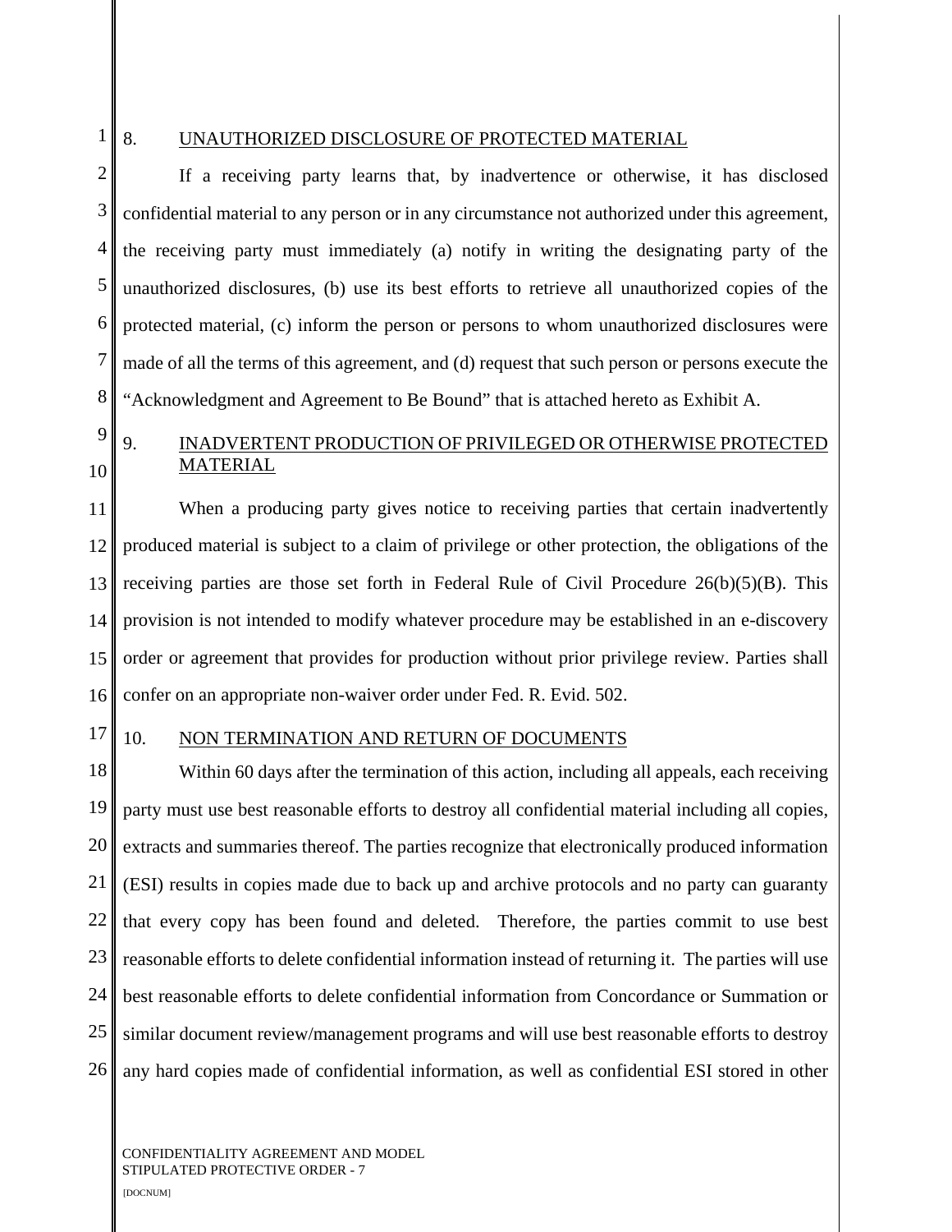## 8. UNAUTHORIZED DISCLOSURE OF PROTECTED MATERIAL

If a receiving party learns that, by inadvertence or otherwise, it has disclosed confidential material to any person or in any circumstance not authorized under this agreement, the receiving party must immediately (a) notify in writing the designating party of the unauthorized disclosures, (b) use its best efforts to retrieve all unauthorized copies of the protected material, (c) inform the person or persons to whom unauthorized disclosures were made of all the terms of this agreement, and (d) request that such person or persons execute the "Acknowledgment and Agreement to Be Bound" that is attached hereto as Exhibit A.

## 9. INADVERTENT PRODUCTION OF PRIVILEGED OR OTHERWISE PROTECTED MATERIAL

When a producing party gives notice to receiving parties that certain inadvertently produced material is subject to a claim of privilege or other protection, the obligations of the receiving parties are those set forth in Federal Rule of Civil Procedure 26(b)(5)(B). This provision is not intended to modify whatever procedure may be established in an e-discovery order or agreement that provides for production without prior privilege review. Parties shall confer on an appropriate non-waiver order under Fed. R. Evid. 502.

## 10. NON TERMINATION AND RETURN OF DOCUMENTS

Within 60 days after the termination of this action, including all appeals, each receiving party must use best reasonable efforts to destroy all confidential material including all copies, extracts and summaries thereof. The parties recognize that electronically produced information (ESI) results in copies made due to back up and archive protocols and no party can guaranty that every copy has been found and deleted. Therefore, the parties commit to use best reasonable efforts to delete confidential information instead of returning it. The parties will use best reasonable efforts to delete confidential information from Concordance or Summation or similar document review/management programs and will use best reasonable efforts to destroy any hard copies made of confidential information, as well as confidential ESI stored in other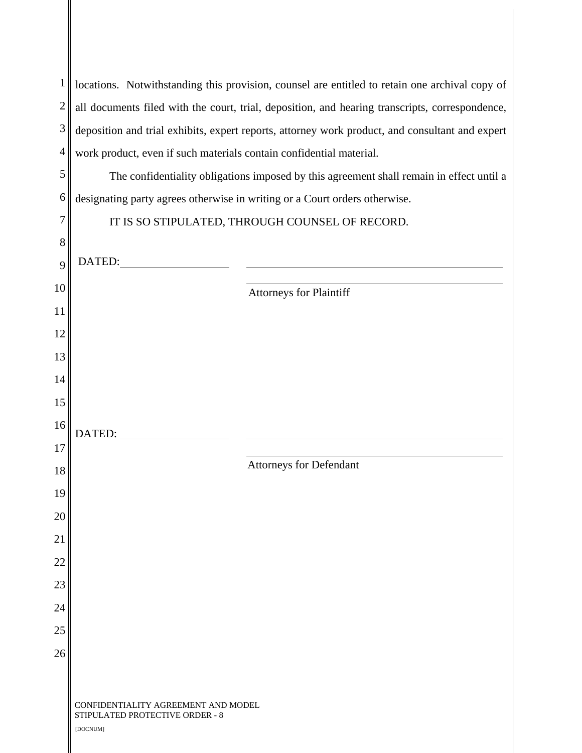locations. Notwithstanding this provision, counsel are entitled to retain one archival copy of all documents filed with the court, trial, deposition, and hearing transcripts, correspondence, deposition and trial exhibits, expert reports, attorney work product, and consultant and expert work product, even if such materials contain confidential material.

The confidentiality obligations imposed by this agreement shall remain in effect until a designating party agrees otherwise in writing or a Court orders otherwise.

IT IS SO STIPULATED, THROUGH COUNSEL OF RECORD.

DATED: ____________________ ____________________________________________

____________________________________________

Attorneys for Plaintiff

DATED: ____________________ ____________________________________________

____________________________________________

Attorneys for Defendant

CONFIDENTIALITY AGREEMENT AND MODEL STIPULATED PROTECTIVE ORDER - 8

[DOCNUM]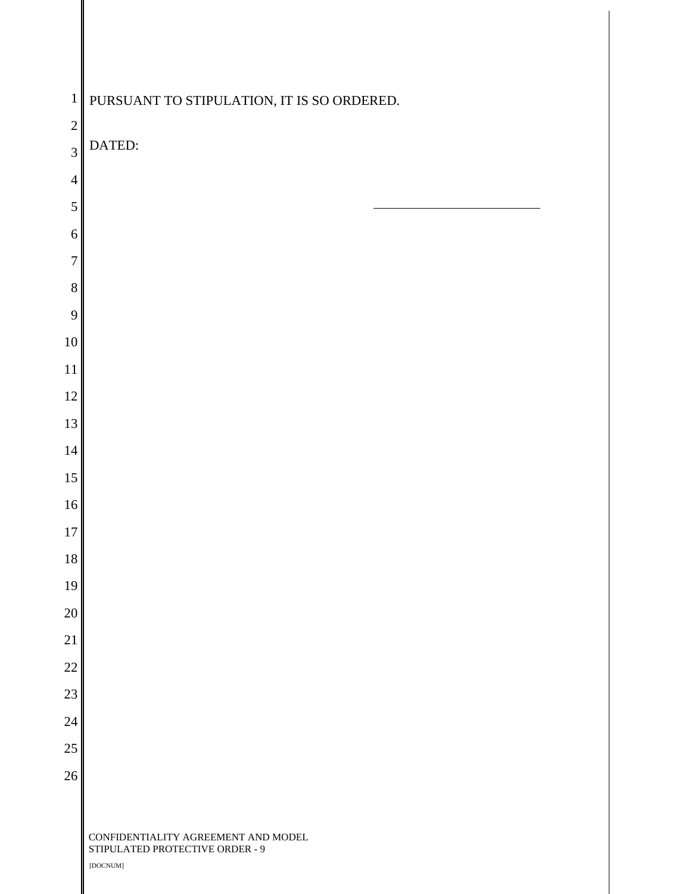PURSUANT TO STIPULATION, IT IS SO ORDERED.

DATED:

\_\_\_\_\_\_\_\_\_\_\_\_\_\_\_\_\_\_\_\_\_\_\_\_\_\_\_\_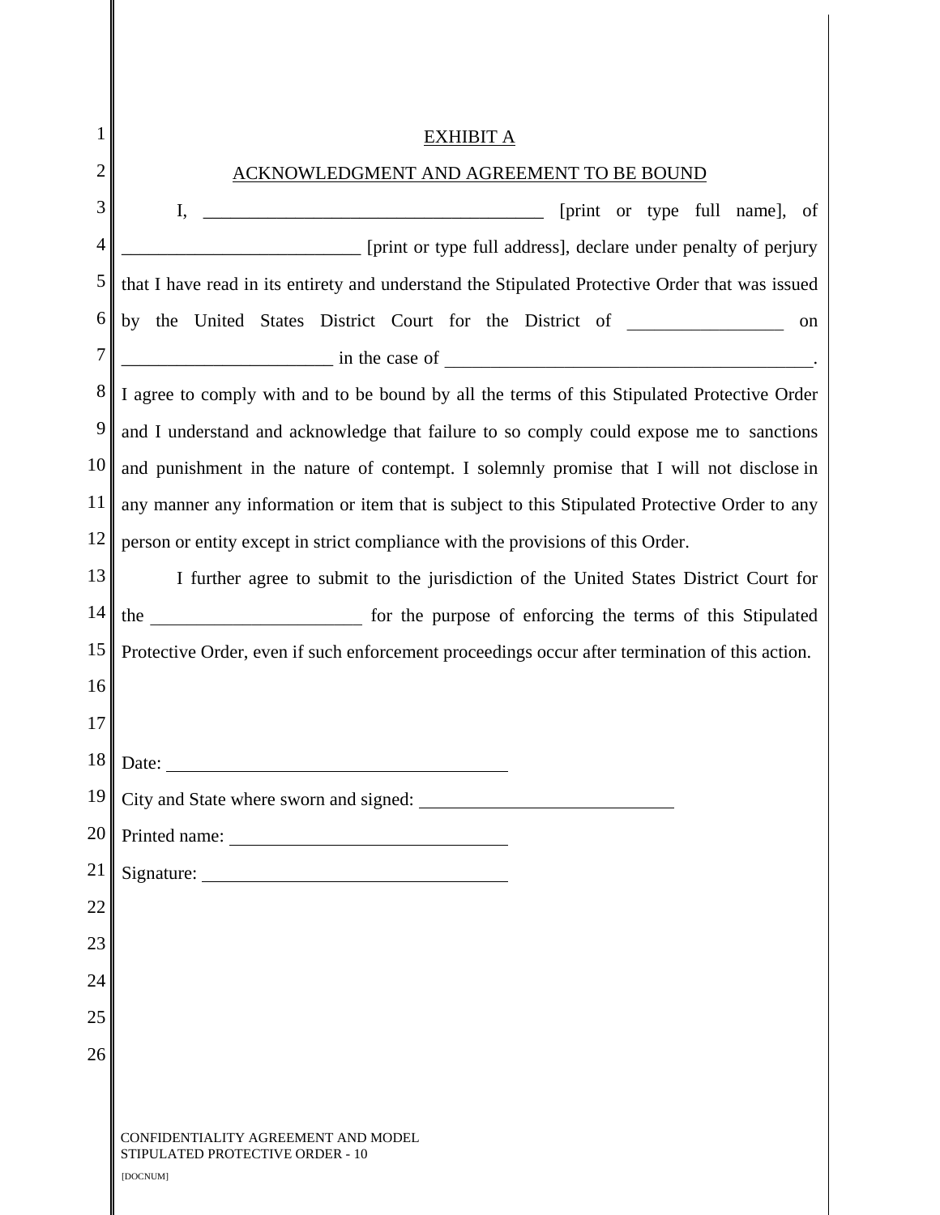# EXHIBIT A

## ACKNOWLEDGMENT AND AGREEMENT TO BE BOUND

I, _____________________________________ [print or type full name], of _________________________ [print or type full address], declare under penalty of perjury that I have read in its entirety and understand the Stipulated Protective Order that was issued by the United States District Court for the District of _________________ on ______________________ in the case of ________________________________________. I agree to comply with and to be bound by all the terms of this Stipulated Protective Order and I understand and acknowledge that failure to so comply could expose me to sanctions and punishment in the nature of contempt. I solemnly promise that I will not disclose in any manner any information or item that is subject to this Stipulated Protective Order to any person or entity except in strict compliance with the provisions of this Order.

I further agree to submit to the jurisdiction of the United States District Court for the _______________________ for the purpose of enforcing the terms of this Stipulated Protective Order, even if such enforcement proceedings occur after termination of this action.

Date: ____________________________________

City and State where sworn and signed: ____________________________

Printed name: ______________________________

Signature: __________________________________